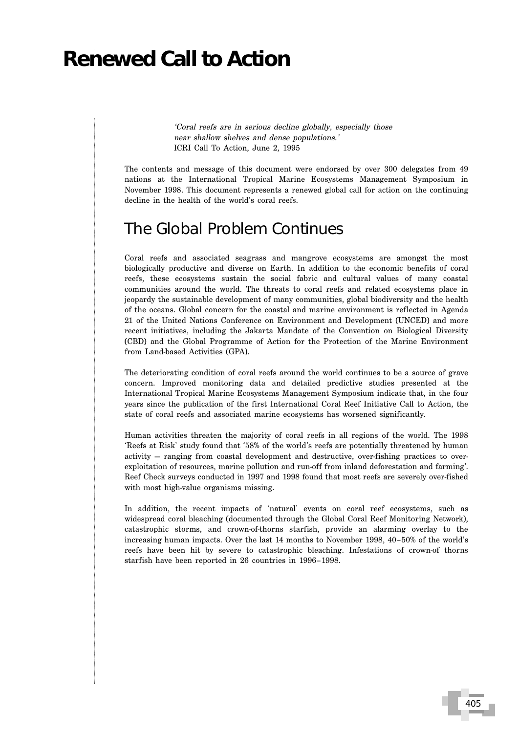# Renewed Call to Action

> *'Coral reefs are in serious decline globally, especially those near shallow shelves and dense populations.'*
> ICRI Call To Action, June 2, 1995

The contents and message of this document were endorsed by over 300 delegates from 49 nations at the International Tropical Marine Ecosystems Management Symposium in November 1998. This document represents a renewed global call for action on the continuing decline in the health of the world's coral reefs.

## The Global Problem Continues

Coral reefs and associated seagrass and mangrove ecosystems are amongst the most biologically productive and diverse on Earth. In addition to the economic benefits of coral reefs, these ecosystems sustain the social fabric and cultural values of many coastal communities around the world. The threats to coral reefs and related ecosystems place in jeopardy the sustainable development of many communities, global biodiversity and the health of the oceans. Global concern for the coastal and marine environment is reflected in Agenda 21 of the United Nations Conference on Environment and Development (UNCED) and more recent initiatives, including the Jakarta Mandate of the Convention on Biological Diversity (CBD) and the Global Programme of Action for the Protection of the Marine Environment from Land-based Activities (GPA).

The deteriorating condition of coral reefs around the world continues to be a source of grave concern. Improved monitoring data and detailed predictive studies presented at the International Tropical Marine Ecosystems Management Symposium indicate that, in the four years since the publication of the first International Coral Reef Initiative Call to Action, the state of coral reefs and associated marine ecosystems has worsened significantly.

Human activities threaten the majority of coral reefs in all regions of the world. The 1998 'Reefs at Risk' study found that '58% of the world's reefs are potentially threatened by human activity — ranging from coastal development and destructive, over-fishing practices to over-exploitation of resources, marine pollution and run-off from inland deforestation and farming'. Reef Check surveys conducted in 1997 and 1998 found that most reefs are severely over-fished with most high-value organisms missing.

In addition, the recent impacts of 'natural' events on coral reef ecosystems, such as widespread coral bleaching (documented through the Global Coral Reef Monitoring Network), catastrophic storms, and crown-of-thorns starfish, provide an alarming overlay to the increasing human impacts. Over the last 14 months to November 1998, 40–50% of the world's reefs have been hit by severe to catastrophic bleaching. Infestations of crown-of thorns starfish have been reported in 26 countries in 1996–1998.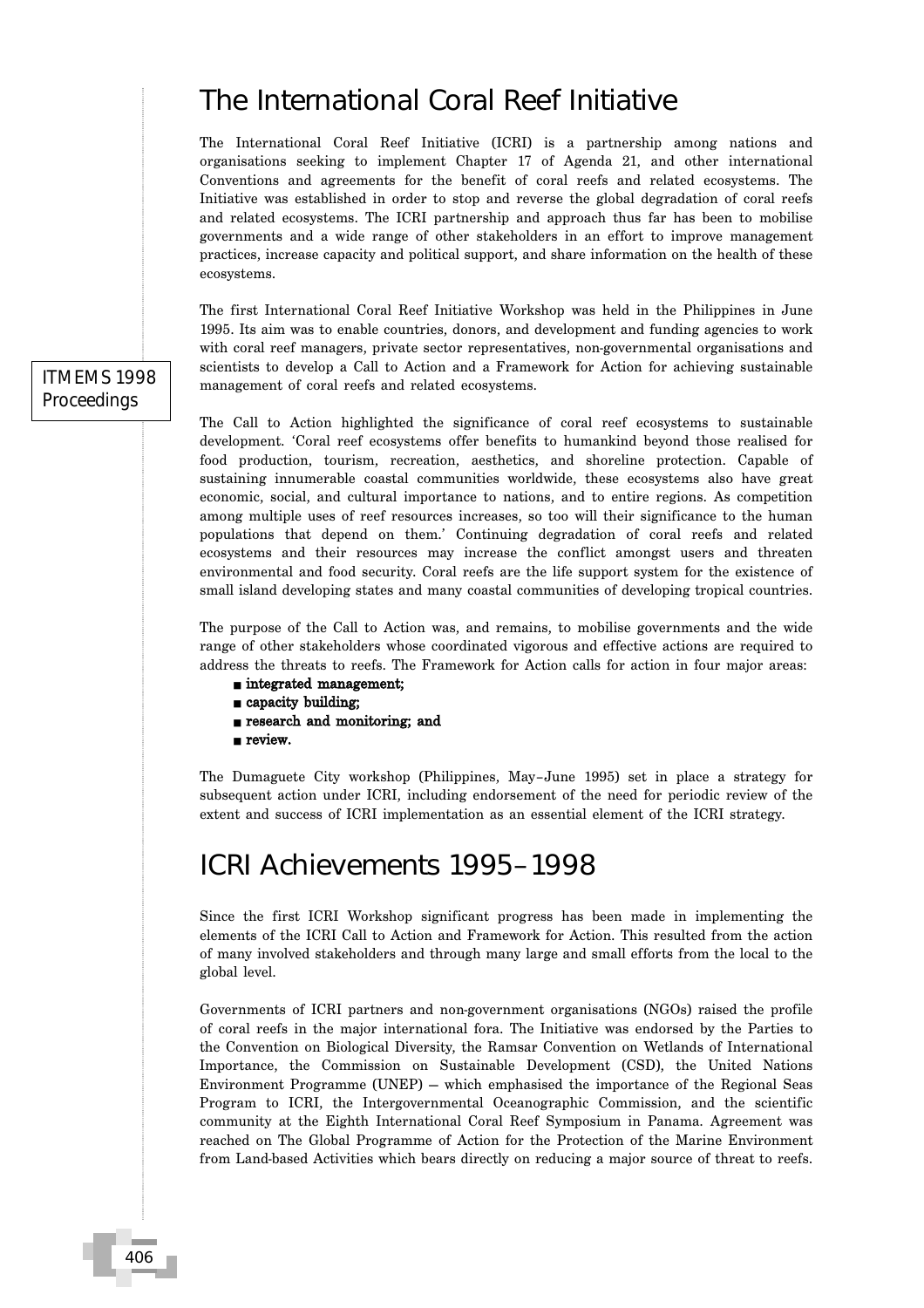# The International Coral Reef Initiative

The International Coral Reef Initiative (ICRI) is a partnership among nations and organisations seeking to implement Chapter 17 of Agenda 21, and other international Conventions and agreements for the benefit of coral reefs and related ecosystems. The Initiative was established in order to stop and reverse the global degradation of coral reefs and related ecosystems. The ICRI partnership and approach thus far has been to mobilise governments and a wide range of other stakeholders in an effort to improve management practices, increase capacity and political support, and share information on the health of these ecosystems.

The first International Coral Reef Initiative Workshop was held in the Philippines in June 1995. Its aim was to enable countries, donors, and development and funding agencies to work with coral reef managers, private sector representatives, non-governmental organisations and scientists to develop a Call to Action and a Framework for Action for achieving sustainable management of coral reefs and related ecosystems.

The Call to Action highlighted the significance of coral reef ecosystems to sustainable development. 'Coral reef ecosystems offer benefits to humankind beyond those realised for food production, tourism, recreation, aesthetics, and shoreline protection. Capable of sustaining innumerable coastal communities worldwide, these ecosystems also have great economic, social, and cultural importance to nations, and to entire regions. As competition among multiple uses of reef resources increases, so too will their significance to the human populations that depend on them.' Continuing degradation of coral reefs and related ecosystems and their resources may increase the conflict amongst users and threaten environmental and food security. Coral reefs are the life support system for the existence of small island developing states and many coastal communities of developing tropical countries.

The purpose of the Call to Action was, and remains, to mobilise governments and the wide range of other stakeholders whose coordinated vigorous and effective actions are required to address the threats to reefs. The Framework for Action calls for action in four major areas:

- **integrated management;**
- **capacity building;**
- **research and monitoring; and**
- **review.**

The Dumaguete City workshop (Philippines, May–June 1995) set in place a strategy for subsequent action under ICRI, including endorsement of the need for periodic review of the extent and success of ICRI implementation as an essential element of the ICRI strategy.

# ICRI Achievements 1995–1998

Since the first ICRI Workshop significant progress has been made in implementing the elements of the ICRI Call to Action and Framework for Action. This resulted from the action of many involved stakeholders and through many large and small efforts from the local to the global level.

Governments of ICRI partners and non-government organisations (NGOs) raised the profile of coral reefs in the major international fora. The Initiative was endorsed by the Parties to the Convention on Biological Diversity, the Ramsar Convention on Wetlands of International Importance, the Commission on Sustainable Development (CSD), the United Nations Environment Programme (UNEP) – which emphasised the importance of the Regional Seas Program to ICRI, the Intergovernmental Oceanographic Commission, and the scientific community at the Eighth International Coral Reef Symposium in Panama. Agreement was reached on The Global Programme of Action for the Protection of the Marine Environment from Land-based Activities which bears directly on reducing a major source of threat to reefs.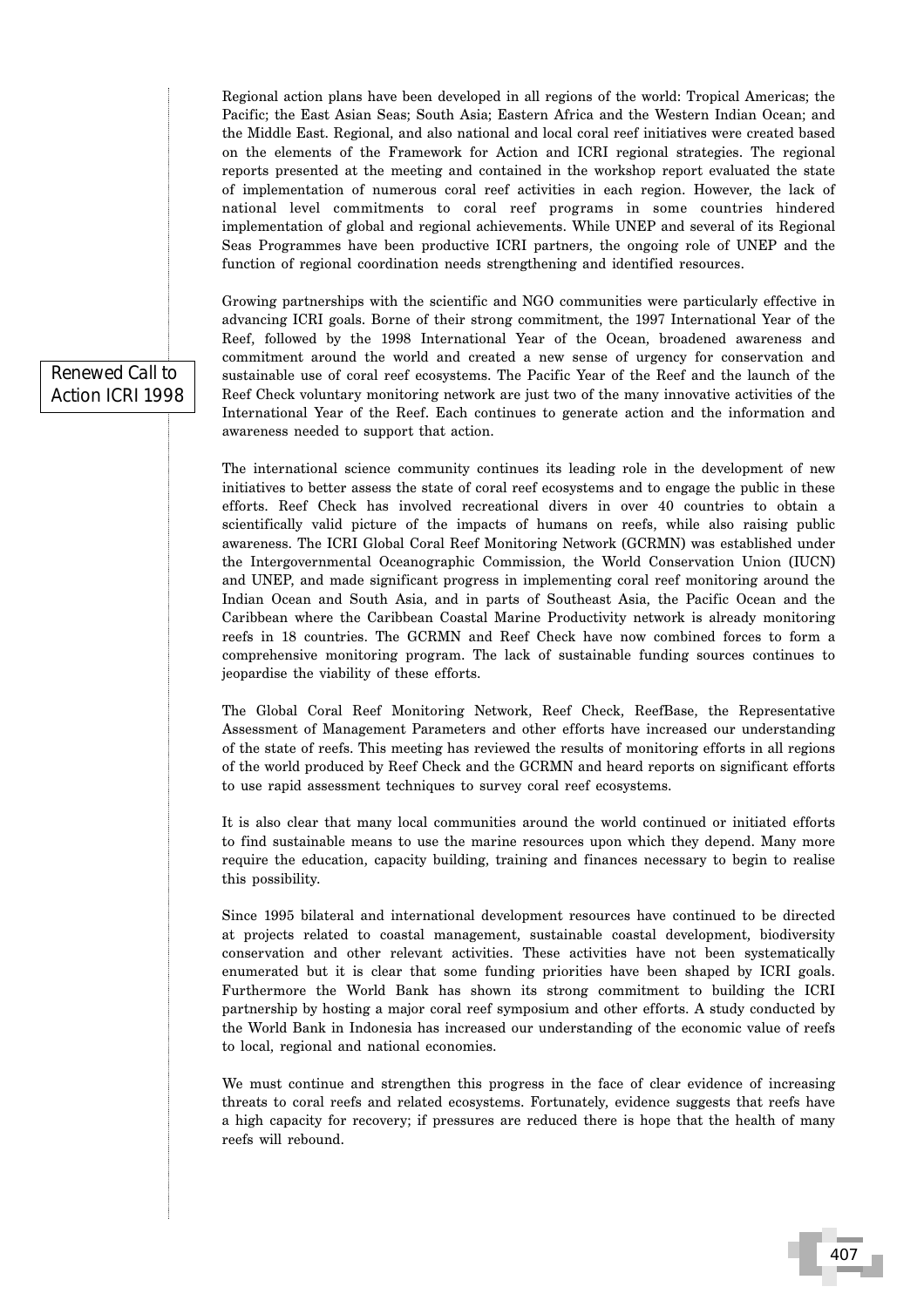Regional action plans have been developed in all regions of the world: Tropical Americas; the Pacific; the East Asian Seas; South Asia; Eastern Africa and the Western Indian Ocean; and the Middle East. Regional, and also national and local coral reef initiatives were created based on the elements of the Framework for Action and ICRI regional strategies. The regional reports presented at the meeting and contained in the workshop report evaluated the state of implementation of numerous coral reef activities in each region. However, the lack of national level commitments to coral reef programs in some countries hindered implementation of global and regional achievements. While UNEP and several of its Regional Seas Programmes have been productive ICRI partners, the ongoing role of UNEP and the function of regional coordination needs strengthening and identified resources.

Growing partnerships with the scientific and NGO communities were particularly effective in advancing ICRI goals. Borne of their strong commitment, the 1997 International Year of the Reef, followed by the 1998 International Year of the Ocean, broadened awareness and commitment around the world and created a new sense of urgency for conservation and sustainable use of coral reef ecosystems. The Pacific Year of the Reef and the launch of the Reef Check voluntary monitoring network are just two of the many innovative activities of the International Year of the Reef. Each continues to generate action and the information and awareness needed to support that action.

The international science community continues its leading role in the development of new initiatives to better assess the state of coral reef ecosystems and to engage the public in these efforts. Reef Check has involved recreational divers in over 40 countries to obtain a scientifically valid picture of the impacts of humans on reefs, while also raising public awareness. The ICRI Global Coral Reef Monitoring Network (GCRMN) was established under the Intergovernmental Oceanographic Commission, the World Conservation Union (IUCN) and UNEP, and made significant progress in implementing coral reef monitoring around the Indian Ocean and South Asia, and in parts of Southeast Asia, the Pacific Ocean and the Caribbean where the Caribbean Coastal Marine Productivity network is already monitoring reefs in 18 countries. The GCRMN and Reef Check have now combined forces to form a comprehensive monitoring program. The lack of sustainable funding sources continues to jeopardise the viability of these efforts.

The Global Coral Reef Monitoring Network, Reef Check, ReefBase, the Representative Assessment of Management Parameters and other efforts have increased our understanding of the state of reefs. This meeting has reviewed the results of monitoring efforts in all regions of the world produced by Reef Check and the GCRMN and heard reports on significant efforts to use rapid assessment techniques to survey coral reef ecosystems.

It is also clear that many local communities around the world continued or initiated efforts to find sustainable means to use the marine resources upon which they depend. Many more require the education, capacity building, training and finances necessary to begin to realise this possibility.

Since 1995 bilateral and international development resources have continued to be directed at projects related to coastal management, sustainable coastal development, biodiversity conservation and other relevant activities. These activities have not been systematically enumerated but it is clear that some funding priorities have been shaped by ICRI goals. Furthermore the World Bank has shown its strong commitment to building the ICRI partnership by hosting a major coral reef symposium and other efforts. A study conducted by the World Bank in Indonesia has increased our understanding of the economic value of reefs to local, regional and national economies.

We must continue and strengthen this progress in the face of clear evidence of increasing threats to coral reefs and related ecosystems. Fortunately, evidence suggests that reefs have a high capacity for recovery; if pressures are reduced there is hope that the health of many reefs will rebound.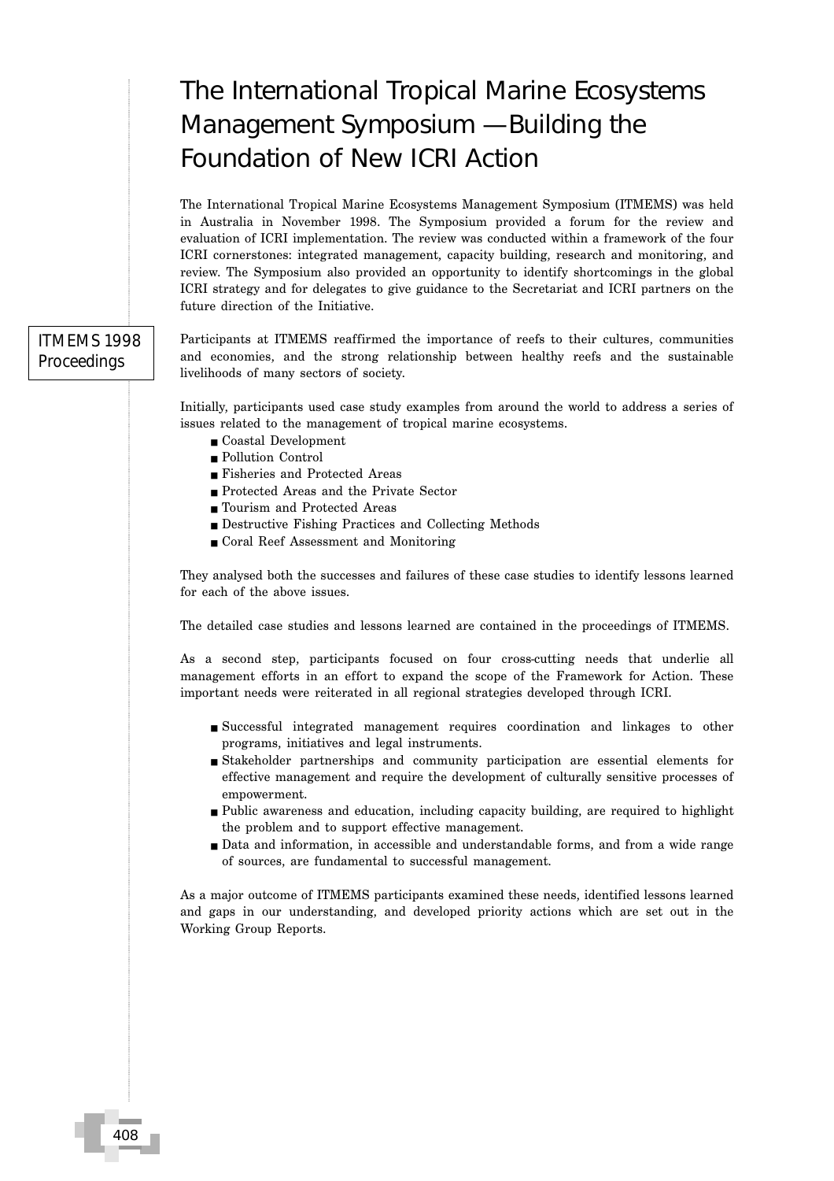// Wait — must not include commentary. Proceed.
# The International Tropical Marine Ecosystems Management Symposium — Building the Foundation of New ICRI Action

ITMEMS 1998 Proceedings

The International Tropical Marine Ecosystems Management Symposium (ITMEMS) was held in Australia in November 1998. The Symposium provided a forum for the review and evaluation of ICRI implementation. The review was conducted within a framework of the four ICRI cornerstones: integrated management, capacity building, research and monitoring, and review. The Symposium also provided an opportunity to identify shortcomings in the global ICRI strategy and for delegates to give guidance to the Secretariat and ICRI partners on the future direction of the Initiative.

Participants at ITMEMS reaffirmed the importance of reefs to their cultures, communities and economies, and the strong relationship between healthy reefs and the sustainable livelihoods of many sectors of society.

Initially, participants used case study examples from around the world to address a series of issues related to the management of tropical marine ecosystems.

- Coastal Development
- Pollution Control
- Fisheries and Protected Areas
- Protected Areas and the Private Sector
- Tourism and Protected Areas
- Destructive Fishing Practices and Collecting Methods
- Coral Reef Assessment and Monitoring

They analysed both the successes and failures of these case studies to identify lessons learned for each of the above issues.

The detailed case studies and lessons learned are contained in the proceedings of ITMEMS.

As a second step, participants focused on four cross-cutting needs that underlie all management efforts in an effort to expand the scope of the Framework for Action. These important needs were reiterated in all regional strategies developed through ICRI.

- Successful integrated management requires coordination and linkages to other programs, initiatives and legal instruments.
- Stakeholder partnerships and community participation are essential elements for effective management and require the development of culturally sensitive processes of empowerment.
- Public awareness and education, including capacity building, are required to highlight the problem and to support effective management.
- Data and information, in accessible and understandable forms, and from a wide range of sources, are fundamental to successful management.

As a major outcome of ITMEMS participants examined these needs, identified lessons learned and gaps in our understanding, and developed priority actions which are set out in the Working Group Reports.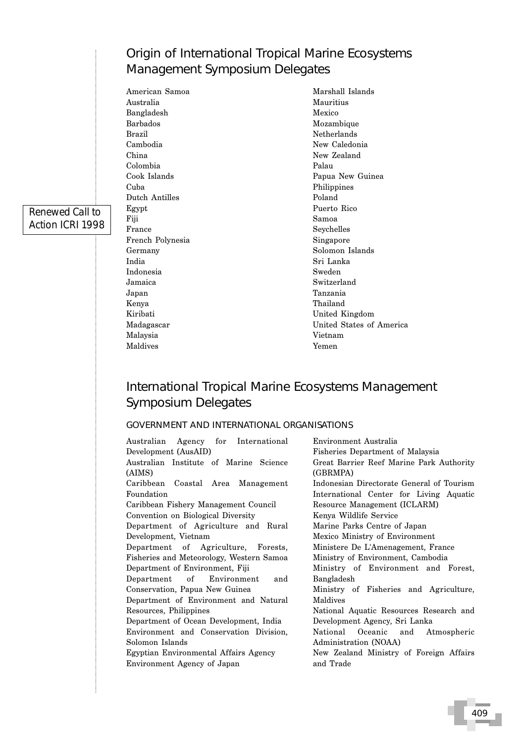## Origin of International Tropical Marine Ecosystems Management Symposium Delegates

American Samoa
Australia
Bangladesh
Barbados
Brazil
Cambodia
China
Colombia
Cook Islands
Cuba
Dutch Antilles
Egypt
Fiji
France
French Polynesia
Germany
India
Indonesia
Jamaica
Japan
Kenya
Kiribati
Madagascar
Malaysia
Maldives
Marshall Islands
Mauritius
Mexico
Mozambique
Netherlands
New Caledonia
New Zealand
Palau
Papua New Guinea
Philippines
Poland
Puerto Rico
Samoa
Seychelles
Singapore
Solomon Islands
Sri Lanka
Sweden
Switzerland
Tanzania
Thailand
United Kingdom
United States of America
Vietnam
Yemen

## International Tropical Marine Ecosystems Management Symposium Delegates

### GOVERNMENT AND INTERNATIONAL ORGANISATIONS

Australian Agency for International Development (AusAID)
Australian Institute of Marine Science (AIMS)
Caribbean Coastal Area Management Foundation
Caribbean Fishery Management Council
Convention on Biological Diversity
Department of Agriculture and Rural Development, Vietnam
Department of Agriculture, Forests, Fisheries and Meteorology, Western Samoa
Department of Environment, Fiji
Department of Environment and Conservation, Papua New Guinea
Department of Environment and Natural Resources, Philippines
Department of Ocean Development, India
Environment and Conservation Division, Solomon Islands
Egyptian Environmental Affairs Agency
Environment Agency of Japan
Environment Australia
Fisheries Department of Malaysia
Great Barrier Reef Marine Park Authority (GBRMPA)
Indonesian Directorate General of Tourism
International Center for Living Aquatic Resource Management (ICLARM)
Kenya Wildlife Service
Marine Parks Centre of Japan
Mexico Ministry of Environment
Ministere De L'Amenagement, France
Ministry of Environment, Cambodia
Ministry of Environment and Forest, Bangladesh
Ministry of Fisheries and Agriculture, Maldives
National Aquatic Resources Research and Development Agency, Sri Lanka
National Oceanic and Atmospheric Administration (NOAA)
New Zealand Ministry of Foreign Affairs and Trade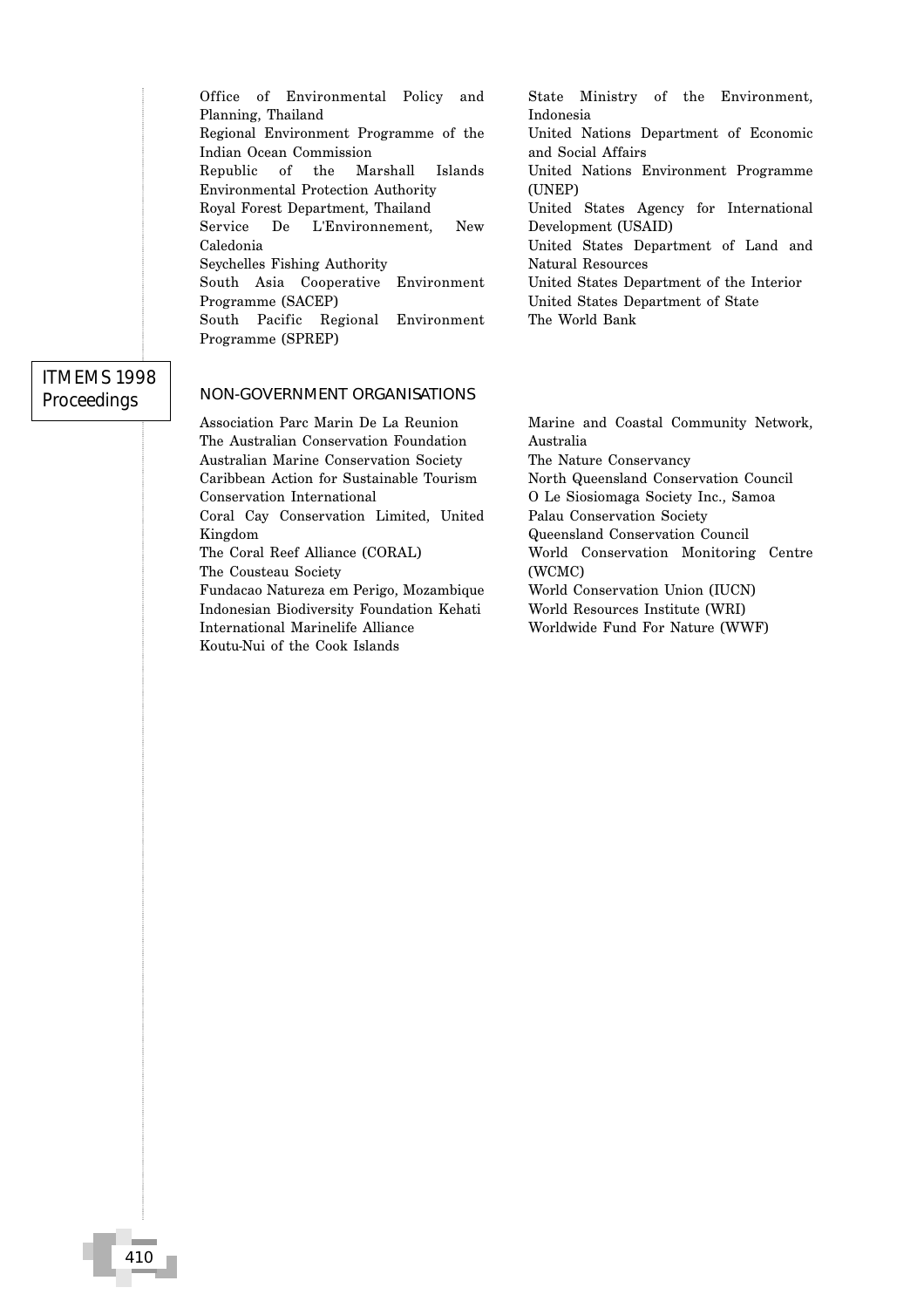Office of Environmental Policy and Planning, Thailand
Regional Environment Programme of the Indian Ocean Commission
Republic of the Marshall Islands Environmental Protection Authority
Royal Forest Department, Thailand
Service De L'Environnement, New Caledonia
Seychelles Fishing Authority
South Asia Cooperative Environment Programme (SACEP)
South Pacific Regional Environment Programme (SPREP)
State Ministry of the Environment, Indonesia
United Nations Department of Economic and Social Affairs
United Nations Environment Programme (UNEP)
United States Agency for International Development (USAID)
United States Department of Land and Natural Resources
United States Department of the Interior
United States Department of State
The World Bank

## NON-GOVERNMENT ORGANISATIONS

Association Parc Marin De La Reunion
The Australian Conservation Foundation
Australian Marine Conservation Society
Caribbean Action for Sustainable Tourism
Conservation International
Coral Cay Conservation Limited, United Kingdom
The Coral Reef Alliance (CORAL)
The Cousteau Society
Fundacao Natureza em Perigo, Mozambique
Indonesian Biodiversity Foundation Kehati
International Marinelife Alliance
Koutu-Nui of the Cook Islands
Marine and Coastal Community Network, Australia
The Nature Conservancy
North Queensland Conservation Council
O Le Siosiomaga Society Inc., Samoa
Palau Conservation Society
Queensland Conservation Council
World Conservation Monitoring Centre (WCMC)
World Conservation Union (IUCN)
World Resources Institute (WRI)
Worldwide Fund For Nature (WWF)